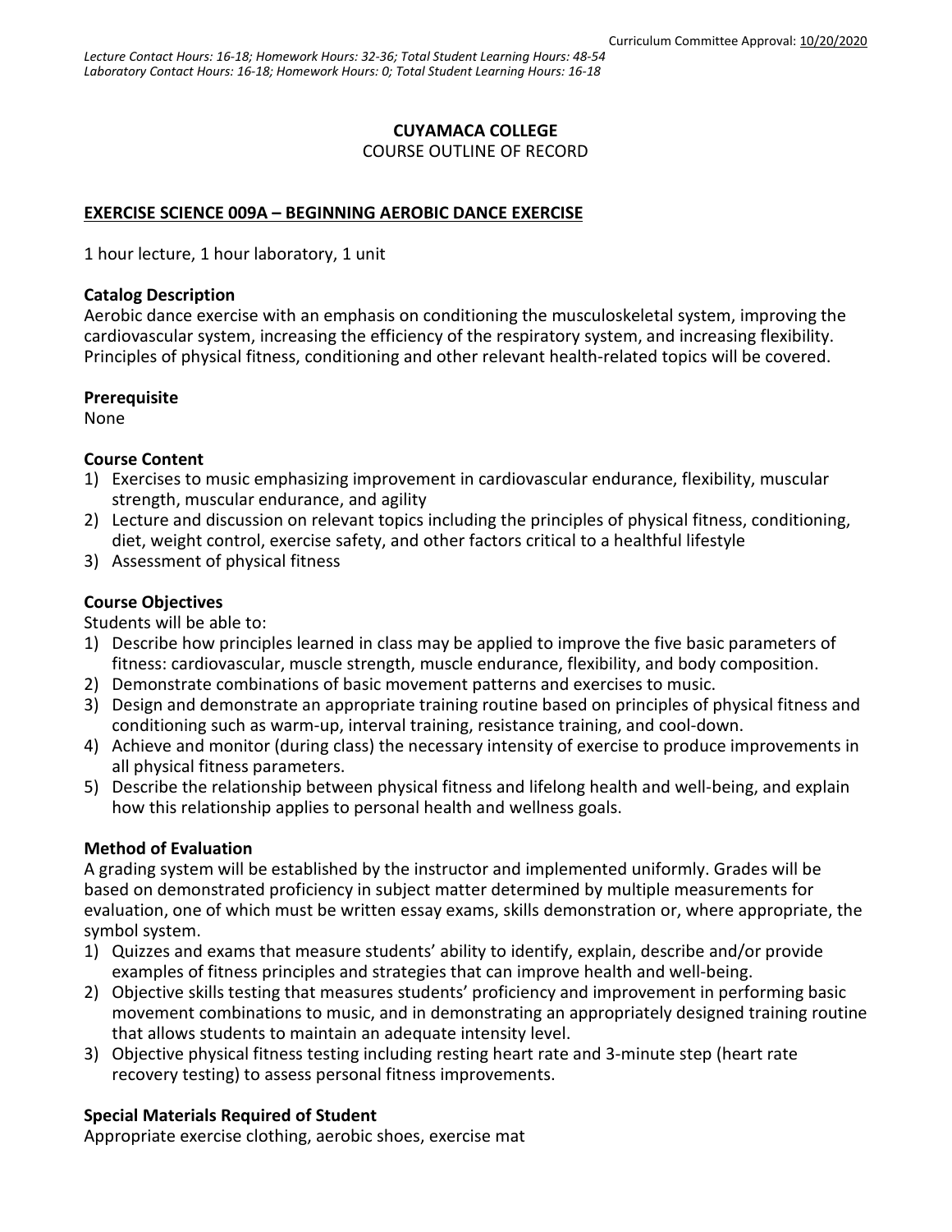Curriculum Committee Approval: 10/20/2020

*Lecture Contact Hours: 16-18; Homework Hours: 32-36; Total Student Learning Hours: 48-54*
*Laboratory Contact Hours: 16-18; Homework Hours: 0; Total Student Learning Hours: 16-18*

# CUYAMACA COLLEGE

COURSE OUTLINE OF RECORD

## EXERCISE SCIENCE 009A – BEGINNING AEROBIC DANCE EXERCISE

1 hour lecture, 1 hour laboratory, 1 unit

### Catalog Description

Aerobic dance exercise with an emphasis on conditioning the musculoskeletal system, improving the cardiovascular system, increasing the efficiency of the respiratory system, and increasing flexibility. Principles of physical fitness, conditioning and other relevant health-related topics will be covered.

### Prerequisite

None

### Course Content

1) Exercises to music emphasizing improvement in cardiovascular endurance, flexibility, muscular strength, muscular endurance, and agility
2) Lecture and discussion on relevant topics including the principles of physical fitness, conditioning, diet, weight control, exercise safety, and other factors critical to a healthful lifestyle
3) Assessment of physical fitness

### Course Objectives

Students will be able to:

1) Describe how principles learned in class may be applied to improve the five basic parameters of fitness: cardiovascular, muscle strength, muscle endurance, flexibility, and body composition.
2) Demonstrate combinations of basic movement patterns and exercises to music.
3) Design and demonstrate an appropriate training routine based on principles of physical fitness and conditioning such as warm-up, interval training, resistance training, and cool-down.
4) Achieve and monitor (during class) the necessary intensity of exercise to produce improvements in all physical fitness parameters.
5) Describe the relationship between physical fitness and lifelong health and well-being, and explain how this relationship applies to personal health and wellness goals.

### Method of Evaluation

A grading system will be established by the instructor and implemented uniformly. Grades will be based on demonstrated proficiency in subject matter determined by multiple measurements for evaluation, one of which must be written essay exams, skills demonstration or, where appropriate, the symbol system.

1) Quizzes and exams that measure students' ability to identify, explain, describe and/or provide examples of fitness principles and strategies that can improve health and well-being.
2) Objective skills testing that measures students' proficiency and improvement in performing basic movement combinations to music, and in demonstrating an appropriately designed training routine that allows students to maintain an adequate intensity level.
3) Objective physical fitness testing including resting heart rate and 3-minute step (heart rate recovery testing) to assess personal fitness improvements.

### Special Materials Required of Student

Appropriate exercise clothing, aerobic shoes, exercise mat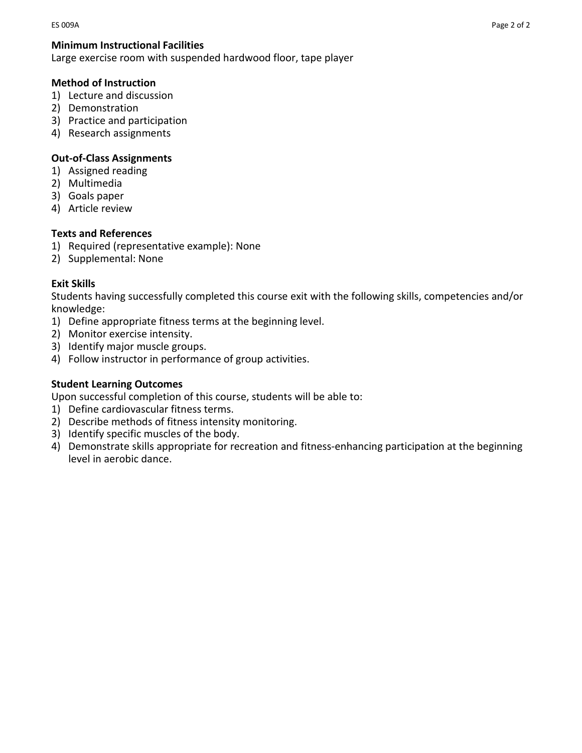**Minimum Instructional Facilities**

Large exercise room with suspended hardwood floor, tape player

**Method of Instruction**

1) Lecture and discussion
2) Demonstration
3) Practice and participation
4) Research assignments

**Out-of-Class Assignments**

1) Assigned reading
2) Multimedia
3) Goals paper
4) Article review

**Texts and References**

1) Required (representative example): None
2) Supplemental: None

**Exit Skills**

Students having successfully completed this course exit with the following skills, competencies and/or knowledge:

1) Define appropriate fitness terms at the beginning level.
2) Monitor exercise intensity.
3) Identify major muscle groups.
4) Follow instructor in performance of group activities.

**Student Learning Outcomes**

Upon successful completion of this course, students will be able to:

1) Define cardiovascular fitness terms.
2) Describe methods of fitness intensity monitoring.
3) Identify specific muscles of the body.
4) Demonstrate skills appropriate for recreation and fitness-enhancing participation at the beginning level in aerobic dance.